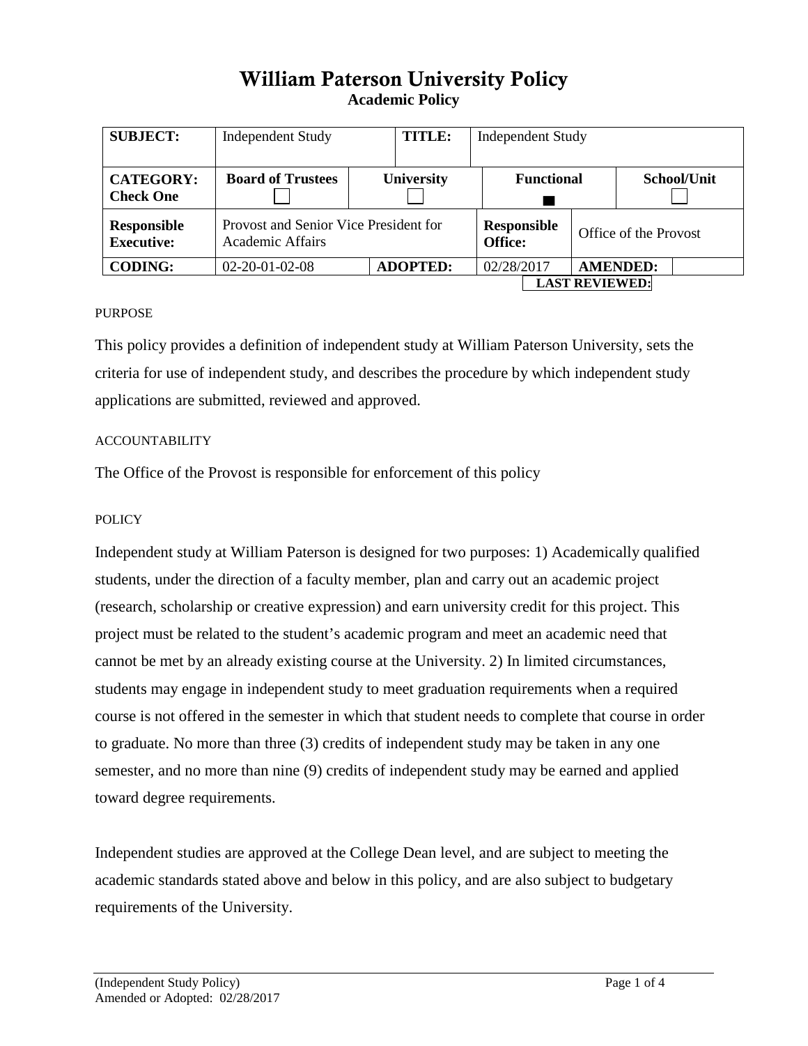# William Paterson University Policy

**Academic Policy**

| **SUBJECT:** | Independent Study | | **TITLE:** | Independent Study | |
|---|---|---|---|---|---|
| **CATEGORY: Check One** | **Board of Trustees** ☐ | **University** ☐ | **Functional** ■ | | **School/Unit** ☐ |
| **Responsible Executive:** | Provost and Senior Vice President for Academic Affairs | | **Responsible Office:** | Office of the Provost | |
| **CODING:** | 02-20-01-02-08 | **ADOPTED:** | 02/28/2017 | **AMENDED:** | |
| | | | | **LAST REVIEWED:** | |

PURPOSE

This policy provides a definition of independent study at William Paterson University, sets the criteria for use of independent study, and describes the procedure by which independent study applications are submitted, reviewed and approved.

ACCOUNTABILITY

The Office of the Provost is responsible for enforcement of this policy

POLICY

Independent study at William Paterson is designed for two purposes: 1) Academically qualified students, under the direction of a faculty member, plan and carry out an academic project (research, scholarship or creative expression) and earn university credit for this project. This project must be related to the student's academic program and meet an academic need that cannot be met by an already existing course at the University. 2) In limited circumstances, students may engage in independent study to meet graduation requirements when a required course is not offered in the semester in which that student needs to complete that course in order to graduate. No more than three (3) credits of independent study may be taken in any one semester, and no more than nine (9) credits of independent study may be earned and applied toward degree requirements.

Independent studies are approved at the College Dean level, and are subject to meeting the academic standards stated above and below in this policy, and are also subject to budgetary requirements of the University.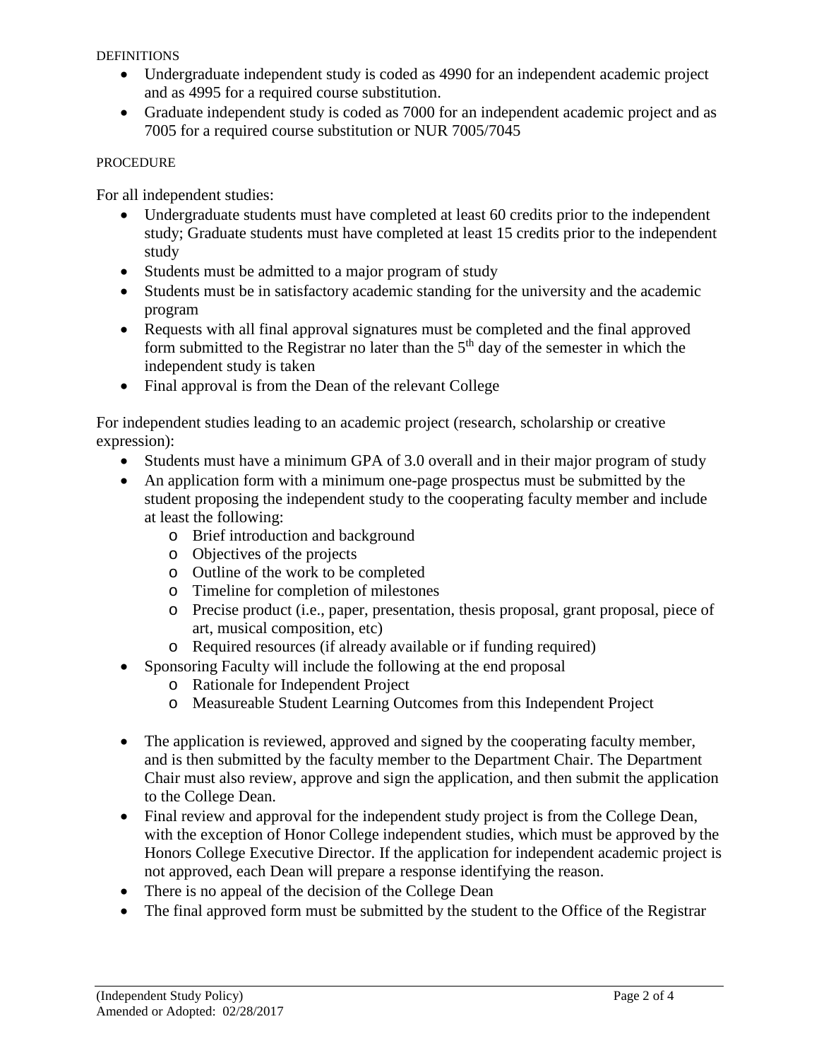DEFINITIONS

- Undergraduate independent study is coded as 4990 for an independent academic project and as 4995 for a required course substitution.
- Graduate independent study is coded as 7000 for an independent academic project and as 7005 for a required course substitution or NUR 7005/7045

PROCEDURE

For all independent studies:

- Undergraduate students must have completed at least 60 credits prior to the independent study; Graduate students must have completed at least 15 credits prior to the independent study
- Students must be admitted to a major program of study
- Students must be in satisfactory academic standing for the university and the academic program
- Requests with all final approval signatures must be completed and the final approved form submitted to the Registrar no later than the 5th day of the semester in which the independent study is taken
- Final approval is from the Dean of the relevant College

For independent studies leading to an academic project (research, scholarship or creative expression):

- Students must have a minimum GPA of 3.0 overall and in their major program of study
- An application form with a minimum one-page prospectus must be submitted by the student proposing the independent study to the cooperating faculty member and include at least the following:
    - Brief introduction and background
    - Objectives of the projects
    - Outline of the work to be completed
    - Timeline for completion of milestones
    - Precise product (i.e., paper, presentation, thesis proposal, grant proposal, piece of art, musical composition, etc)
    - Required resources (if already available or if funding required)
- Sponsoring Faculty will include the following at the end proposal
    - Rationale for Independent Project
    - Measureable Student Learning Outcomes from this Independent Project

- The application is reviewed, approved and signed by the cooperating faculty member, and is then submitted by the faculty member to the Department Chair. The Department Chair must also review, approve and sign the application, and then submit the application to the College Dean.
- Final review and approval for the independent study project is from the College Dean, with the exception of Honor College independent studies, which must be approved by the Honors College Executive Director. If the application for independent academic project is not approved, each Dean will prepare a response identifying the reason.
- There is no appeal of the decision of the College Dean
- The final approved form must be submitted by the student to the Office of the Registrar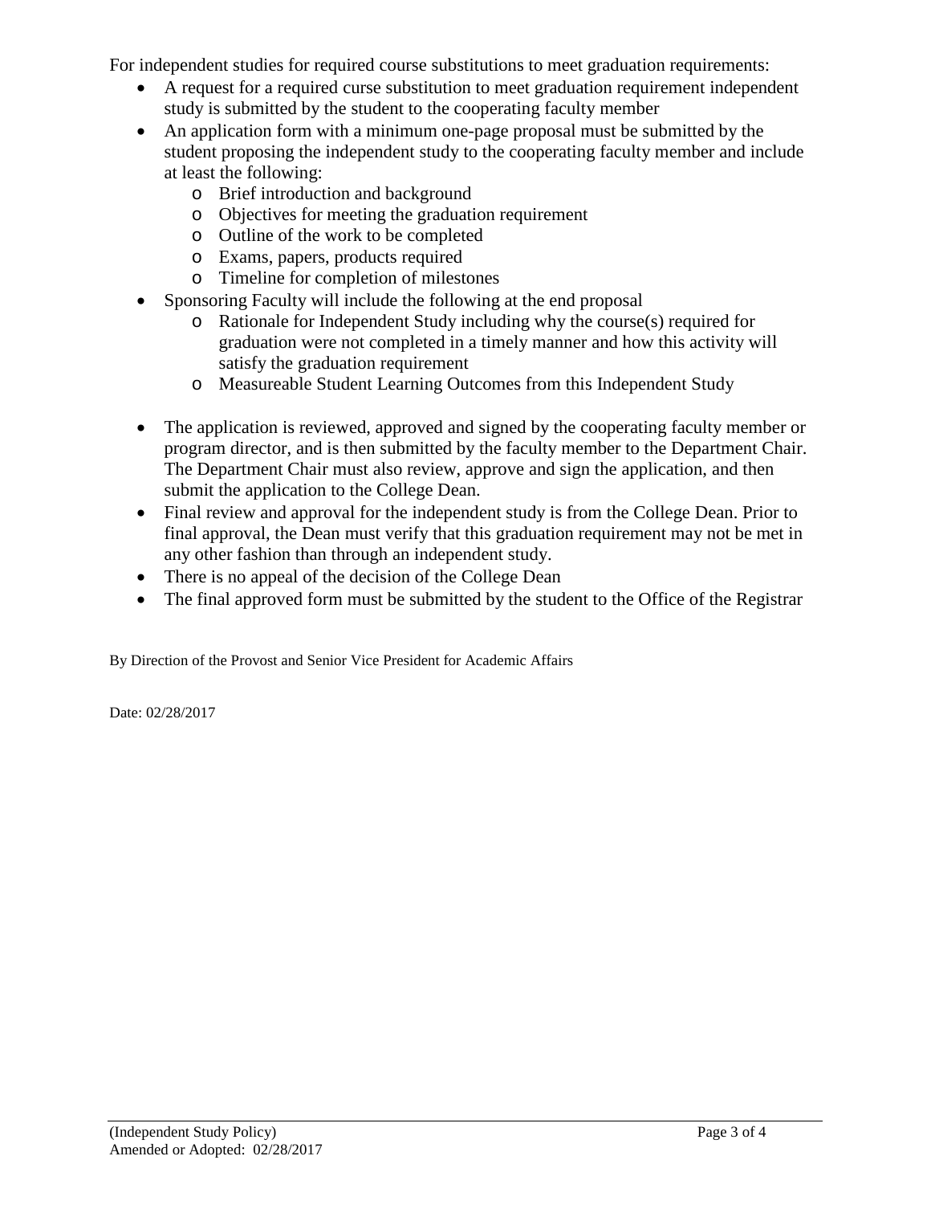For independent studies for required course substitutions to meet graduation requirements:

- A request for a required curse substitution to meet graduation requirement independent study is submitted by the student to the cooperating faculty member
- An application form with a minimum one-page proposal must be submitted by the student proposing the independent study to the cooperating faculty member and include at least the following:
  - Brief introduction and background
  - Objectives for meeting the graduation requirement
  - Outline of the work to be completed
  - Exams, papers, products required
  - Timeline for completion of milestones
- Sponsoring Faculty will include the following at the end proposal
  - Rationale for Independent Study including why the course(s) required for graduation were not completed in a timely manner and how this activity will satisfy the graduation requirement
  - Measureable Student Learning Outcomes from this Independent Study

- The application is reviewed, approved and signed by the cooperating faculty member or program director, and is then submitted by the faculty member to the Department Chair. The Department Chair must also review, approve and sign the application, and then submit the application to the College Dean.
- Final review and approval for the independent study is from the College Dean. Prior to final approval, the Dean must verify that this graduation requirement may not be met in any other fashion than through an independent study.
- There is no appeal of the decision of the College Dean
- The final approved form must be submitted by the student to the Office of the Registrar

By Direction of the Provost and Senior Vice President for Academic Affairs

Date: 02/28/2017